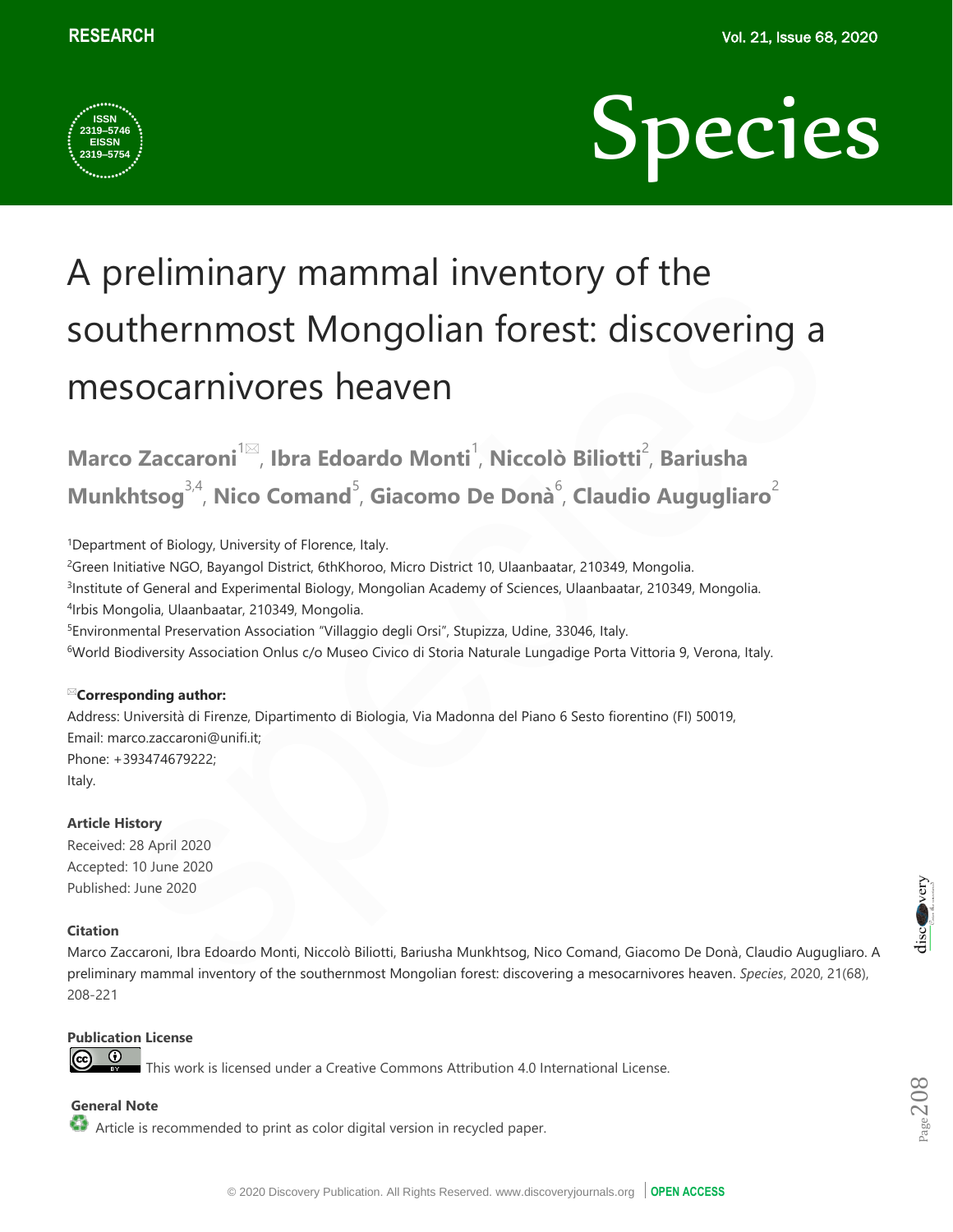RESEARCH

Species

ISSN 2319–5746 EISSN 2319–5754

# A preliminary mammal inventory of the southernmost Mongolian forest: discovering a mesocarnivores heaven

**Marco Zaccaroni[1✉], Ibra Edoardo Monti[1], Niccolò Biliotti[2], Bariusha Munkhtsog[3,4], Nico Comand[5], Giacomo De Donà[6], Claudio Augugliaro[2]**

[1]Department of Biology, University of Florence, Italy.
[2]Green Initiative NGO, Bayangol District, 6thKhoroo, Micro District 10, Ulaanbaatar, 210349, Mongolia.
[3]Institute of General and Experimental Biology, Mongolian Academy of Sciences, Ulaanbaatar, 210349, Mongolia.
[4]Irbis Mongolia, Ulaanbaatar, 210349, Mongolia.
[5]Environmental Preservation Association "Villaggio degli Orsi", Stupizza, Udine, 33046, Italy.
[6]World Biodiversity Association Onlus c/o Museo Civico di Storia Naturale Lungadige Porta Vittoria 9, Verona, Italy.

✉**Corresponding author:**
Address: Università di Firenze, Dipartimento di Biologia, Via Madonna del Piano 6 Sesto fiorentino (FI) 50019,
Email: marco.zaccaroni@unifi.it;
Phone: +393474679222;
Italy.

**Article History**
Received: 28 April 2020
Accepted: 10 June 2020
Published: June 2020

**Citation**
Marco Zaccaroni, Ibra Edoardo Monti, Niccolò Biliotti, Bariusha Munkhtsog, Nico Comand, Giacomo De Donà, Claudio Augugliaro. A preliminary mammal inventory of the southernmost Mongolian forest: discovering a mesocarnivores heaven. *Species*, 2020, 21(68), 208-221

**Publication License**
This work is licensed under a Creative Commons Attribution 4.0 International License.

**General Note**
Article is recommended to print as color digital version in recycled paper.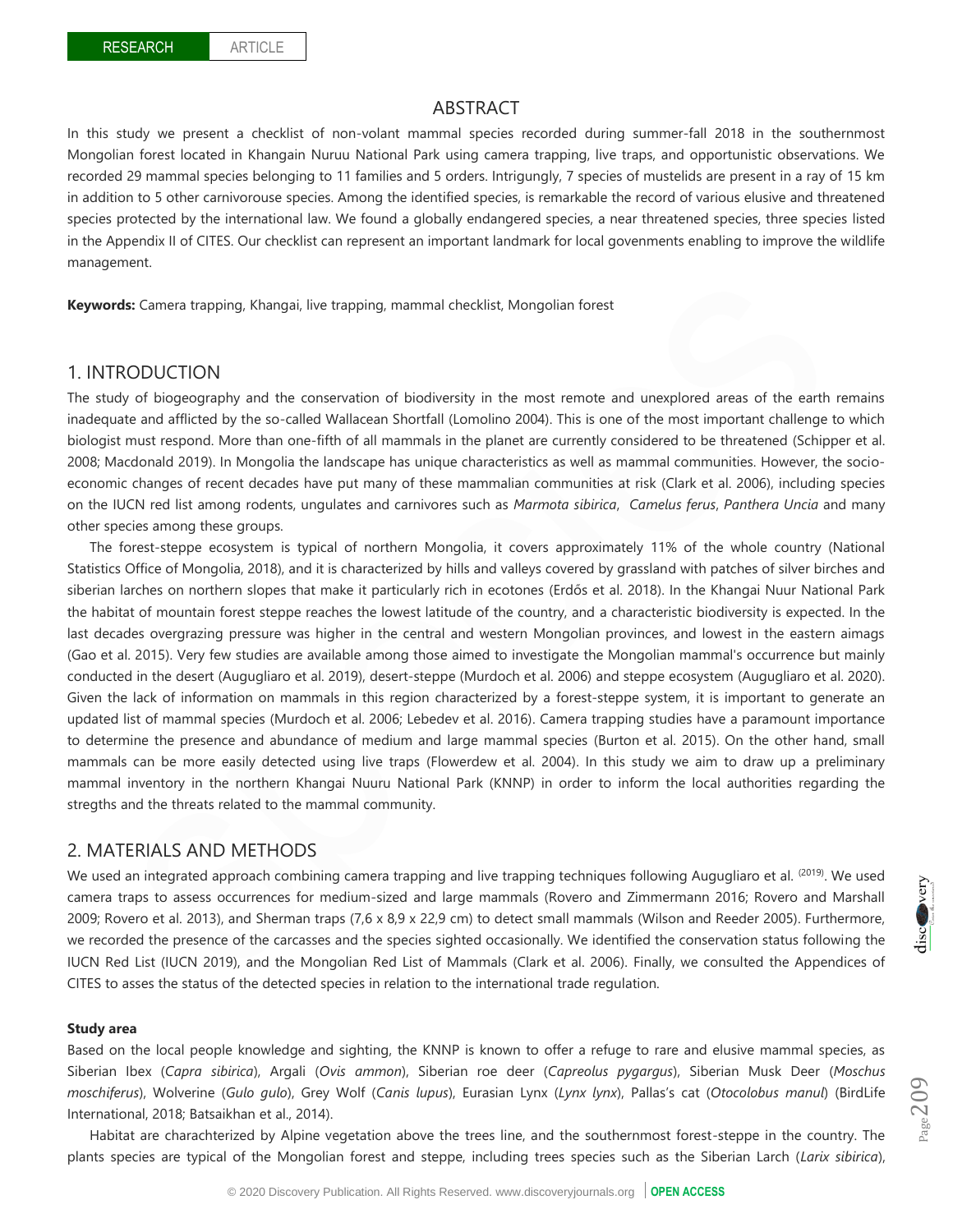RESEARCH ARTICLE

## ABSTRACT

In this study we present a checklist of non-volant mammal species recorded during summer-fall 2018 in the southernmost Mongolian forest located in Khangain Nuruu National Park using camera trapping, live traps, and opportunistic observations. We recorded 29 mammal species belonging to 11 families and 5 orders. Intriguingly, 7 species of mustelids are present in a ray of 15 km in addition to 5 other carnivorouse species. Among the identified species, is remarkable the record of various elusive and threatened species protected by the international law. We found a globally endangered species, a near threatened species, three species listed in the Appendix II of CITES. Our checklist can represent an important landmark for local govenments enabling to improve the wildlife management.

**Keywords:** Camera trapping, Khangai, live trapping, mammal checklist, Mongolian forest

## 1. INTRODUCTION

The study of biogeography and the conservation of biodiversity in the most remote and unexplored areas of the earth remains inadequate and afflicted by the so-called Wallacean Shortfall (Lomolino 2004). This is one of the most important challenge to which biologist must respond. More than one-fifth of all mammals in the planet are currently considered to be threatened (Schipper et al. 2008; Macdonald 2019). In Mongolia the landscape has unique characteristics as well as mammal communities. However, the socio-economic changes of recent decades have put many of these mammalian communities at risk (Clark et al. 2006), including species on the IUCN red list among rodents, ungulates and carnivores such as *Marmota sibirica*, *Camelus ferus*, *Panthera Uncia* and many other species among these groups.

The forest-steppe ecosystem is typical of northern Mongolia, it covers approximately 11% of the whole country (National Statistics Office of Mongolia, 2018), and it is characterized by hills and valleys covered by grassland with patches of silver birches and siberian larches on northern slopes that make it particularly rich in ecotones (Erdős et al. 2018). In the Khangai Nuur National Park the habitat of mountain forest steppe reaches the lowest latitude of the country, and a characteristic biodiversity is expected. In the last decades overgrazing pressure was higher in the central and western Mongolian provinces, and lowest in the eastern aimags (Gao et al. 2015). Very few studies are available among those aimed to investigate the Mongolian mammal's occurrence but mainly conducted in the desert (Augugliaro et al. 2019), desert-steppe (Murdoch et al. 2006) and steppe ecosystem (Augugliaro et al. 2020). Given the lack of information on mammals in this region characterized by a forest-steppe system, it is important to generate an updated list of mammal species (Murdoch et al. 2006; Lebedev et al. 2016). Camera trapping studies have a paramount importance to determine the presence and abundance of medium and large mammal species (Burton et al. 2015). On the other hand, small mammals can be more easily detected using live traps (Flowerdew et al. 2004). In this study we aim to draw up a preliminary mammal inventory in the northern Khangai Nuuru National Park (KNNP) in order to inform the local authorities regarding the stregths and the threats related to the mammal community.

## 2. MATERIALS AND METHODS

We used an integrated approach combining camera trapping and live trapping techniques following Augugliaro et al. [(2019)]. We used camera traps to assess occurrences for medium-sized and large mammals (Rovero and Zimmermann 2016; Rovero and Marshall 2009; Rovero et al. 2013), and Sherman traps (7,6 x 8,9 x 22,9 cm) to detect small mammals (Wilson and Reeder 2005). Furthermore, we recorded the presence of the carcasses and the species sighted occasionally. We identified the conservation status following the IUCN Red List (IUCN 2019), and the Mongolian Red List of Mammals (Clark et al. 2006). Finally, we consulted the Appendices of CITES to asses the status of the detected species in relation to the international trade regulation.

### Study area

Based on the local people knowledge and sighting, the KNNP is known to offer a refuge to rare and elusive mammal species, as Siberian Ibex (*Capra sibirica*), Argali (*Ovis ammon*), Siberian roe deer (*Capreolus pygargus*), Siberian Musk Deer (*Moschus moschiferus*), Wolverine (*Gulo gulo*), Grey Wolf (*Canis lupus*), Eurasian Lynx (*Lynx lynx*), Pallas's cat (*Otocolobus manul*) (BirdLife International, 2018; Batsaikhan et al., 2014).

Habitat are charachterized by Alpine vegetation above the trees line, and the southernmost forest-steppe in the country. The plants species are typical of the Mongolian forest and steppe, including trees species such as the Siberian Larch (*Larix sibirica*),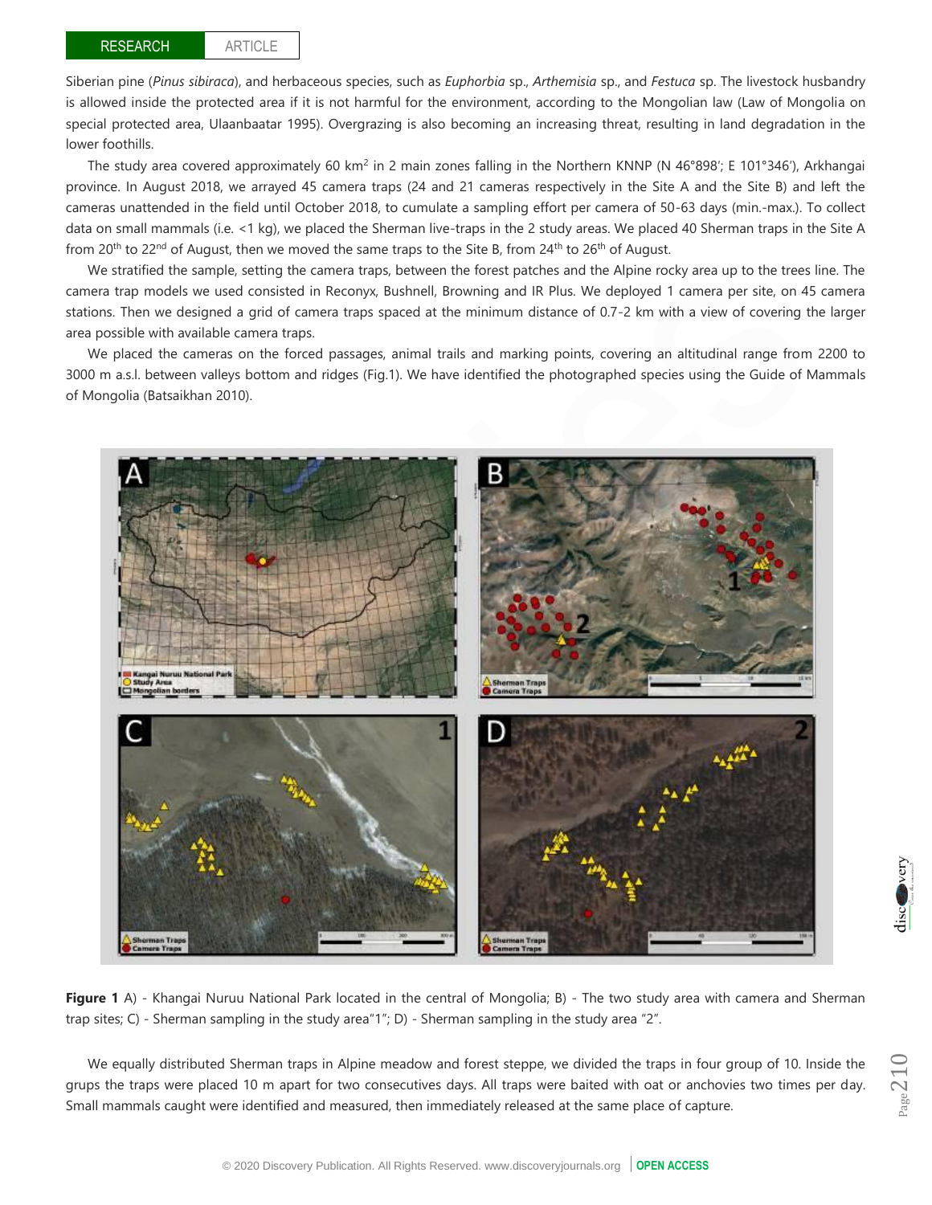Siberian pine (*Pinus sibiraca*), and herbaceous species, such as *Euphorbia* sp., *Arthemisia* sp., and *Festuca* sp. The livestock husbandry is allowed inside the protected area if it is not harmful for the environment, according to the Mongolian law (Law of Mongolia on special protected area, Ulaanbaatar 1995). Overgrazing is also becoming an increasing threat, resulting in land degradation in the lower foothills.

The study area covered approximately 60 km$^2$ in 2 main zones falling in the Northern KNNP (N 46°898'; E 101°346'), Arkhangai province. In August 2018, we arrayed 45 camera traps (24 and 21 cameras respectively in the Site A and the Site B) and left the cameras unattended in the field until October 2018, to cumulate a sampling effort per camera of 50-63 days (min.-max.). To collect data on small mammals (i.e. <1 kg), we placed the Sherman live-traps in the 2 study areas. We placed 40 Sherman traps in the Site A from 20th to 22nd of August, then we moved the same traps to the Site B, from 24th to 26th of August.

We stratified the sample, setting the camera traps, between the forest patches and the Alpine rocky area up to the trees line. The camera trap models we used consisted in Reconyx, Bushnell, Browning and IR Plus. We deployed 1 camera per site, on 45 camera stations. Then we designed a grid of camera traps spaced at the minimum distance of 0.7-2 km with a view of covering the larger area possible with available camera traps.

We placed the cameras on the forced passages, animal trails and marking points, covering an altitudinal range from 2200 to 3000 m a.s.l. between valleys bottom and ridges (Fig.1). We have identified the photographed species using the Guide of Mammals of Mongolia (Batsaikhan 2010).

**Figure 1** A) - Khangai Nuruu National Park located in the central of Mongolia; B) - The two study area with camera and Sherman trap sites; C) - Sherman sampling in the study area"1"; D) - Sherman sampling in the study area "2".

We equally distributed Sherman traps in Alpine meadow and forest steppe, we divided the traps in four group of 10. Inside the grups the traps were placed 10 m apart for two consecutives days. All traps were baited with oat or anchovies two times per day. Small mammals caught were identified and measured, then immediately released at the same place of capture.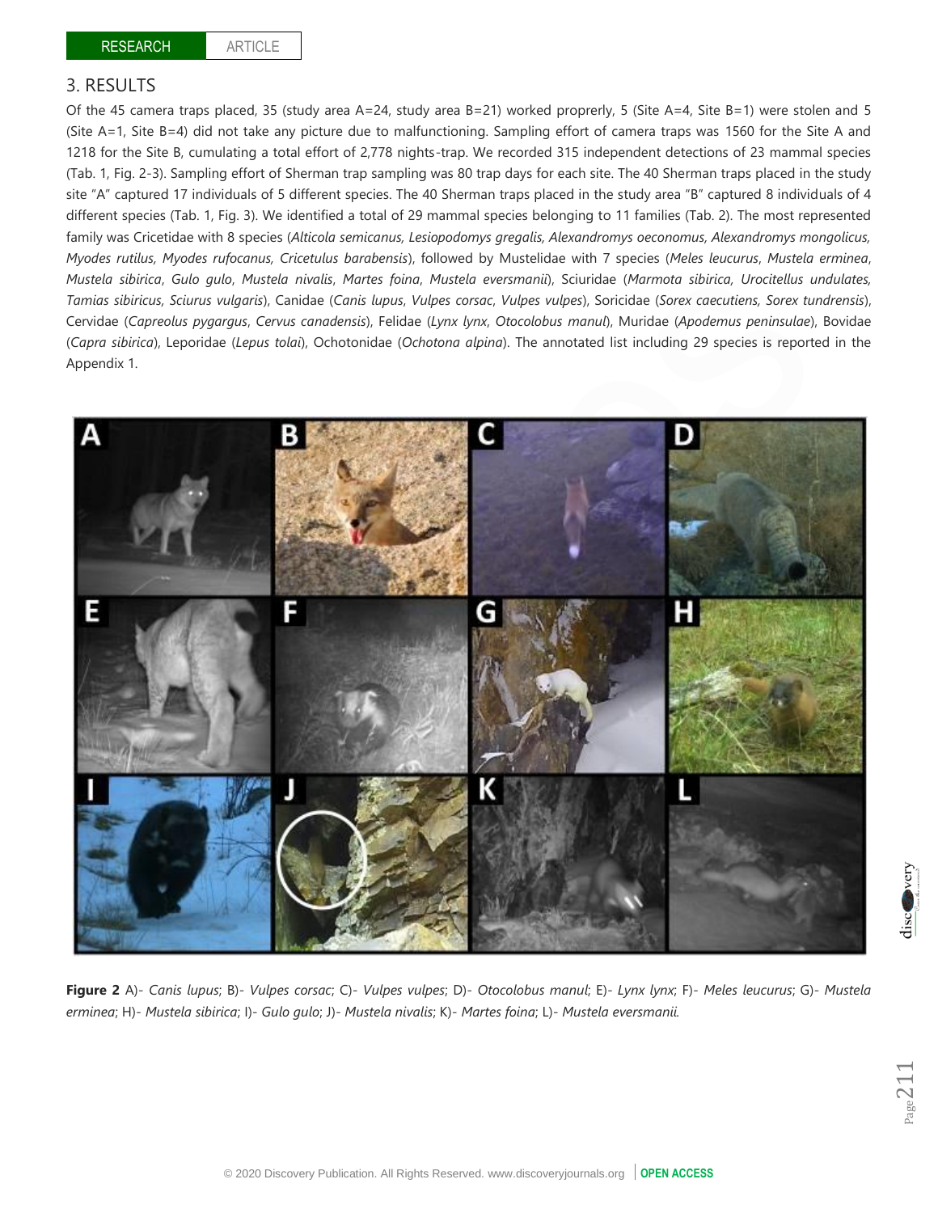## 3. RESULTS

Of the 45 camera traps placed, 35 (study area A=24, study area B=21) worked proprerly, 5 (Site A=4, Site B=1) were stolen and 5 (Site A=1, Site B=4) did not take any picture due to malfunctioning. Sampling effort of camera traps was 1560 for the Site A and 1218 for the Site B, cumulating a total effort of 2,778 nights-trap. We recorded 315 independent detections of 23 mammal species (Tab. 1, Fig. 2-3). Sampling effort of Sherman trap sampling was 80 trap days for each site. The 40 Sherman traps placed in the study site "A" captured 17 individuals of 5 different species. The 40 Sherman traps placed in the study area "B" captured 8 individuals of 4 different species (Tab. 1, Fig. 3). We identified a total of 29 mammal species belonging to 11 families (Tab. 2). The most represented family was Cricetidae with 8 species (*Alticola semicanus, Lesiopodomys gregalis, Alexandromys oeconomus, Alexandromys mongolicus, Myodes rutilus, Myodes rufocanus, Cricetulus barabensis*), followed by Mustelidae with 7 species (*Meles leucurus*, *Mustela erminea*, *Mustela sibirica*, *Gulo gulo*, *Mustela nivalis*, *Martes foina*, *Mustela eversmanii*), Sciuridae (*Marmota sibirica, Urocitellus undulates, Tamias sibiricus, Sciurus vulgaris*), Canidae (*Canis lupus*, *Vulpes corsac*, *Vulpes vulpes*), Soricidae (*Sorex caecutiens, Sorex tundrensis*), Cervidae (*Capreolus pygargus*, *Cervus canadensis*), Felidae (*Lynx lynx*, *Otocolobus manul*), Muridae (*Apodemus peninsulae*), Bovidae (*Capra sibirica*), Leporidae (*Lepus tolai*), Ochotonidae (*Ochotona alpina*). The annotated list including 29 species is reported in the Appendix 1.

**Figure 2** A)- *Canis lupus*; B)- *Vulpes corsac*; C)- *Vulpes vulpes*; D)- *Otocolobus manul*; E)- *Lynx lynx*; F)- *Meles leucurus*; G)- *Mustela erminea*; H)- *Mustela sibirica*; I)- *Gulo gulo*; J)- *Mustela nivalis*; K)- *Martes foina*; L)- *Mustela eversmanii*.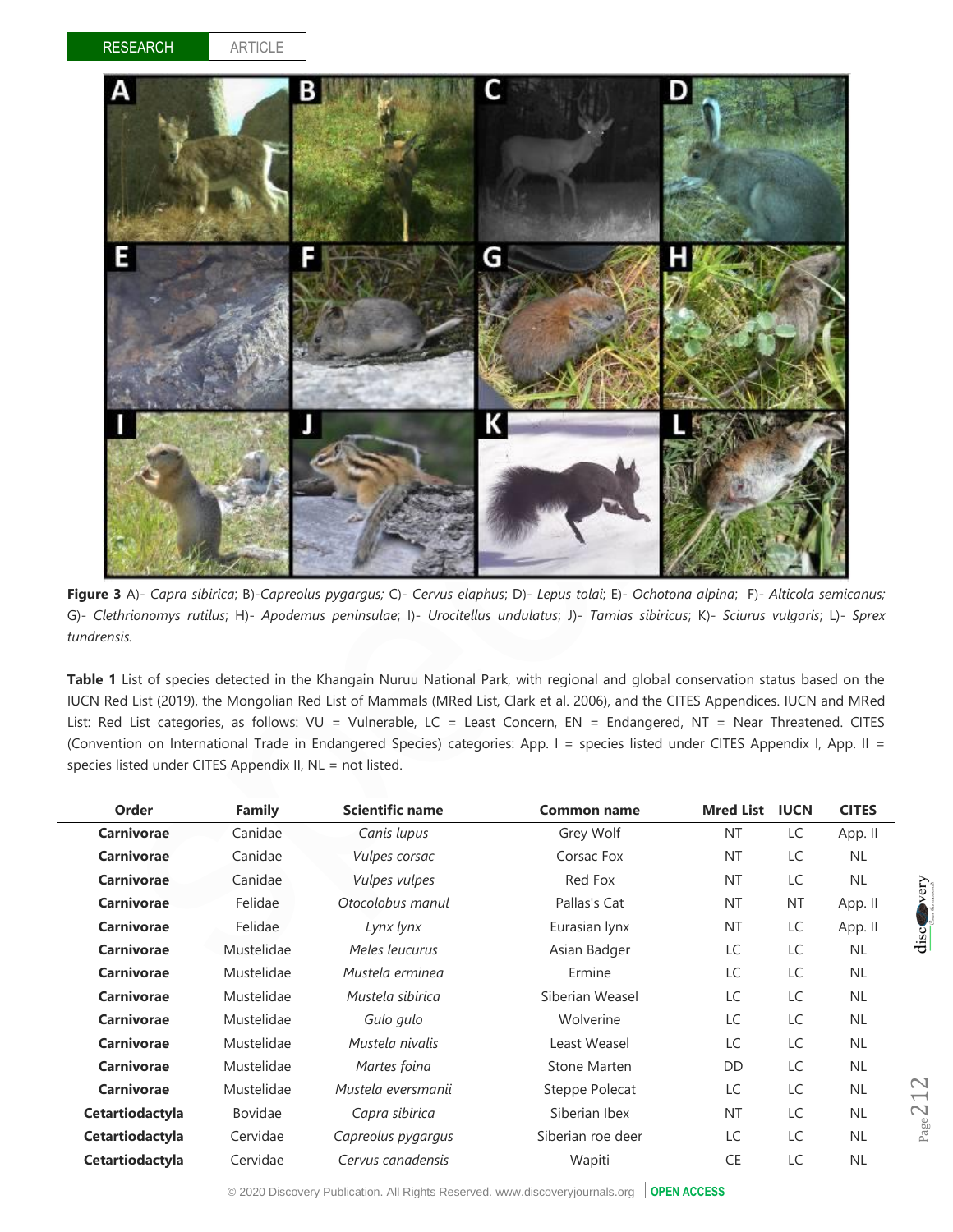**Figure 3** A)- *Capra sibirica*; B)-*Capreolus pygargus;* C)- *Cervus elaphus*; D)- *Lepus tolai*; E)- *Ochotona alpina*; F)- *Alticola semicanus;* G)- *Clethrionomys rutilus*; H)- *Apodemus peninsulae*; I)- *Urocitellus undulatus*; J)- *Tamias sibiricus*; K)- *Sciurus vulgaris*; L)- *Sprex tundrensis.*

**Table 1** List of species detected in the Khangain Nuruu National Park, with regional and global conservation status based on the IUCN Red List (2019), the Mongolian Red List of Mammals (MRed List, Clark et al. 2006), and the CITES Appendices. IUCN and MRed List: Red List categories, as follows: VU = Vulnerable, LC = Least Concern, EN = Endangered, NT = Near Threatened. CITES (Convention on International Trade in Endangered Species) categories: App. I = species listed under CITES Appendix I, App. II = species listed under CITES Appendix II, NL = not listed.

| Order | Family | Scientific name | Common name | Mred List | IUCN | CITES |
|---|---|---|---|---|---|---|
| **Carnivorae** | Canidae | *Canis lupus* | Grey Wolf | NT | LC | App. II |
| **Carnivorae** | Canidae | *Vulpes corsac* | Corsac Fox | NT | LC | NL |
| **Carnivorae** | Canidae | *Vulpes vulpes* | Red Fox | NT | LC | NL |
| **Carnivorae** | Felidae | *Otocolobus manul* | Pallas's Cat | NT | NT | App. II |
| **Carnivorae** | Felidae | *Lynx lynx* | Eurasian lynx | NT | LC | App. II |
| **Carnivorae** | Mustelidae | *Meles leucurus* | Asian Badger | LC | LC | NL |
| **Carnivorae** | Mustelidae | *Mustela erminea* | Ermine | LC | LC | NL |
| **Carnivorae** | Mustelidae | *Mustela sibirica* | Siberian Weasel | LC | LC | NL |
| **Carnivorae** | Mustelidae | *Gulo gulo* | Wolverine | LC | LC | NL |
| **Carnivorae** | Mustelidae | *Mustela nivalis* | Least Weasel | LC | LC | NL |
| **Carnivorae** | Mustelidae | *Martes foina* | Stone Marten | DD | LC | NL |
| **Carnivorae** | Mustelidae | *Mustela eversmanii* | Steppe Polecat | LC | LC | NL |
| **Cetartiodactyla** | Bovidae | *Capra sibirica* | Siberian Ibex | NT | LC | NL |
| **Cetartiodactyla** | Cervidae | *Capreolus pygargus* | Siberian roe deer | LC | LC | NL |
| **Cetartiodactyla** | Cervidae | *Cervus canadensis* | Wapiti | CE | LC | NL |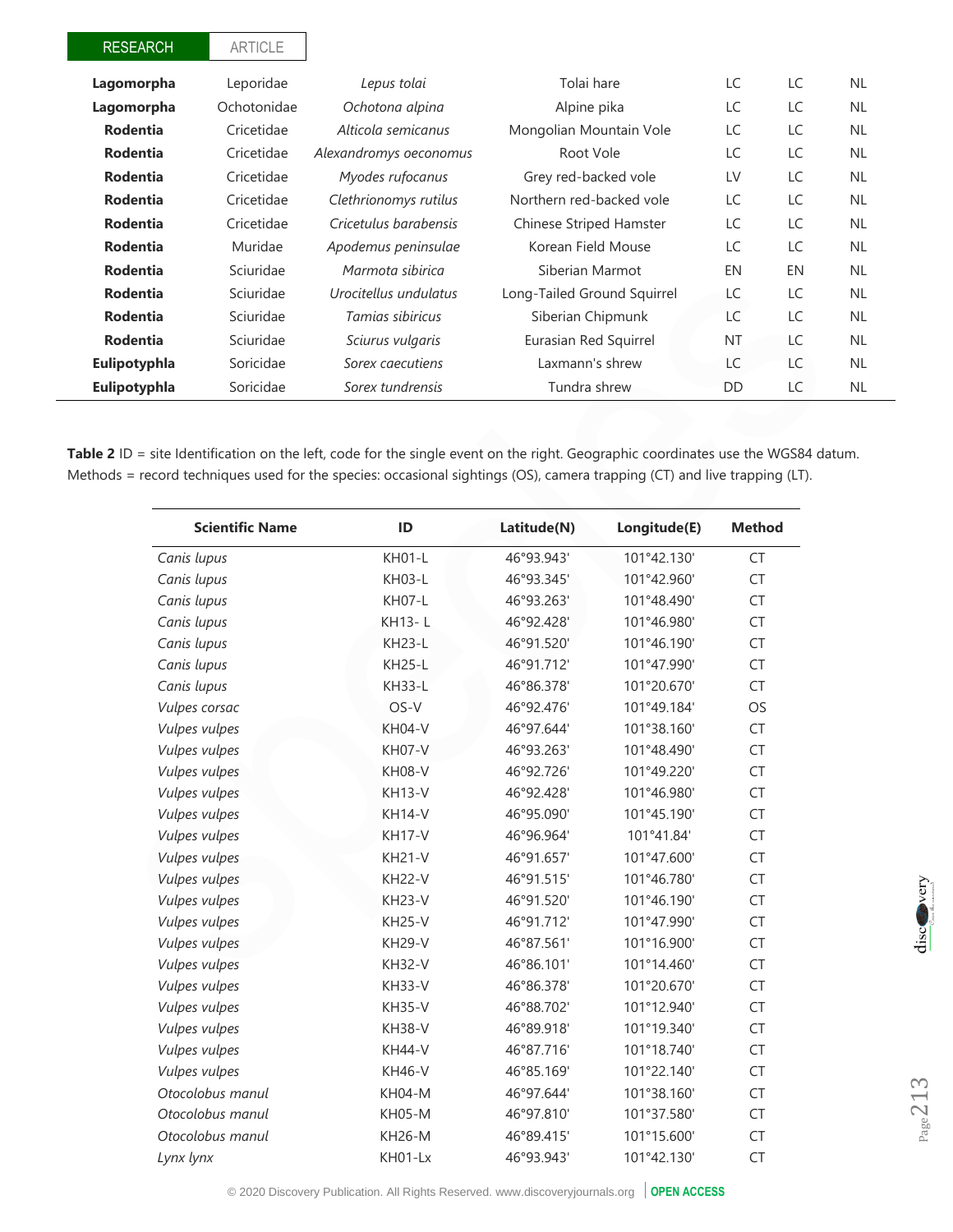| | | | | | | |
|---|---|---|---|---|---|---|
| **Lagomorpha** | Leporidae | *Lepus tolai* | Tolai hare | LC | LC | NL |
| **Lagomorpha** | Ochotonidae | *Ochotona alpina* | Alpine pika | LC | LC | NL |
| **Rodentia** | Cricetidae | *Alticola semicanus* | Mongolian Mountain Vole | LC | LC | NL |
| **Rodentia** | Cricetidae | *Alexandromys oeconomus* | Root Vole | LC | LC | NL |
| **Rodentia** | Cricetidae | *Myodes rufocanus* | Grey red-backed vole | LV | LC | NL |
| **Rodentia** | Cricetidae | *Clethrionomys rutilus* | Northern red-backed vole | LC | LC | NL |
| **Rodentia** | Cricetidae | *Cricetulus barabensis* | Chinese Striped Hamster | LC | LC | NL |
| **Rodentia** | Muridae | *Apodemus peninsulae* | Korean Field Mouse | LC | LC | NL |
| **Rodentia** | Sciuridae | *Marmota sibirica* | Siberian Marmot | EN | EN | NL |
| **Rodentia** | Sciuridae | *Urocitellus undulatus* | Long-Tailed Ground Squirrel | LC | LC | NL |
| **Rodentia** | Sciuridae | *Tamias sibiricus* | Siberian Chipmunk | LC | LC | NL |
| **Rodentia** | Sciuridae | *Sciurus vulgaris* | Eurasian Red Squirrel | NT | LC | NL |
| **Eulipotyphla** | Soricidae | *Sorex caecutiens* | Laxmann's shrew | LC | LC | NL |
| **Eulipotyphla** | Soricidae | *Sorex tundrensis* | Tundra shrew | DD | LC | NL |

**Table 2** ID = site Identification on the left, code for the single event on the right. Geographic coordinates use the WGS84 datum. Methods = record techniques used for the species: occasional sightings (OS), camera trapping (CT) and live trapping (LT).

| Scientific Name | ID | Latitude(N) | Longitude(E) | Method |
|---|---|---|---|---|
| *Canis lupus* | KH01-L | 46°93.943' | 101°42.130' | CT |
| *Canis lupus* | KH03-L | 46°93.345' | 101°42.960' | CT |
| *Canis lupus* | KH07-L | 46°93.263' | 101°48.490' | CT |
| *Canis lupus* | KH13- L | 46°92.428' | 101°46.980' | CT |
| *Canis lupus* | KH23-L | 46°91.520' | 101°46.190' | CT |
| *Canis lupus* | KH25-L | 46°91.712' | 101°47.990' | CT |
| *Canis lupus* | KH33-L | 46°86.378' | 101°20.670' | CT |
| *Vulpes corsac* | OS-V | 46°92.476' | 101°49.184' | OS |
| *Vulpes vulpes* | KH04-V | 46°97.644' | 101°38.160' | CT |
| *Vulpes vulpes* | KH07-V | 46°93.263' | 101°48.490' | CT |
| *Vulpes vulpes* | KH08-V | 46°92.726' | 101°49.220' | CT |
| *Vulpes vulpes* | KH13-V | 46°92.428' | 101°46.980' | CT |
| *Vulpes vulpes* | KH14-V | 46°95.090' | 101°45.190' | CT |
| *Vulpes vulpes* | KH17-V | 46°96.964' | 101°41.84' | CT |
| *Vulpes vulpes* | KH21-V | 46°91.657' | 101°47.600' | CT |
| *Vulpes vulpes* | KH22-V | 46°91.515' | 101°46.780' | CT |
| *Vulpes vulpes* | KH23-V | 46°91.520' | 101°46.190' | CT |
| *Vulpes vulpes* | KH25-V | 46°91.712' | 101°47.990' | CT |
| *Vulpes vulpes* | KH29-V | 46°87.561' | 101°16.900' | CT |
| *Vulpes vulpes* | KH32-V | 46°86.101' | 101°14.460' | CT |
| *Vulpes vulpes* | KH33-V | 46°86.378' | 101°20.670' | CT |
| *Vulpes vulpes* | KH35-V | 46°88.702' | 101°12.940' | CT |
| *Vulpes vulpes* | KH38-V | 46°89.918' | 101°19.340' | CT |
| *Vulpes vulpes* | KH44-V | 46°87.716' | 101°18.740' | CT |
| *Vulpes vulpes* | KH46-V | 46°85.169' | 101°22.140' | CT |
| *Otocolobus manul* | KH04-M | 46°97.644' | 101°38.160' | CT |
| *Otocolobus manul* | KH05-M | 46°97.810' | 101°37.580' | CT |
| *Otocolobus manul* | KH26-M | 46°89.415' | 101°15.600' | CT |
| *Lynx lynx* | KH01-Lx | 46°93.943' | 101°42.130' | CT |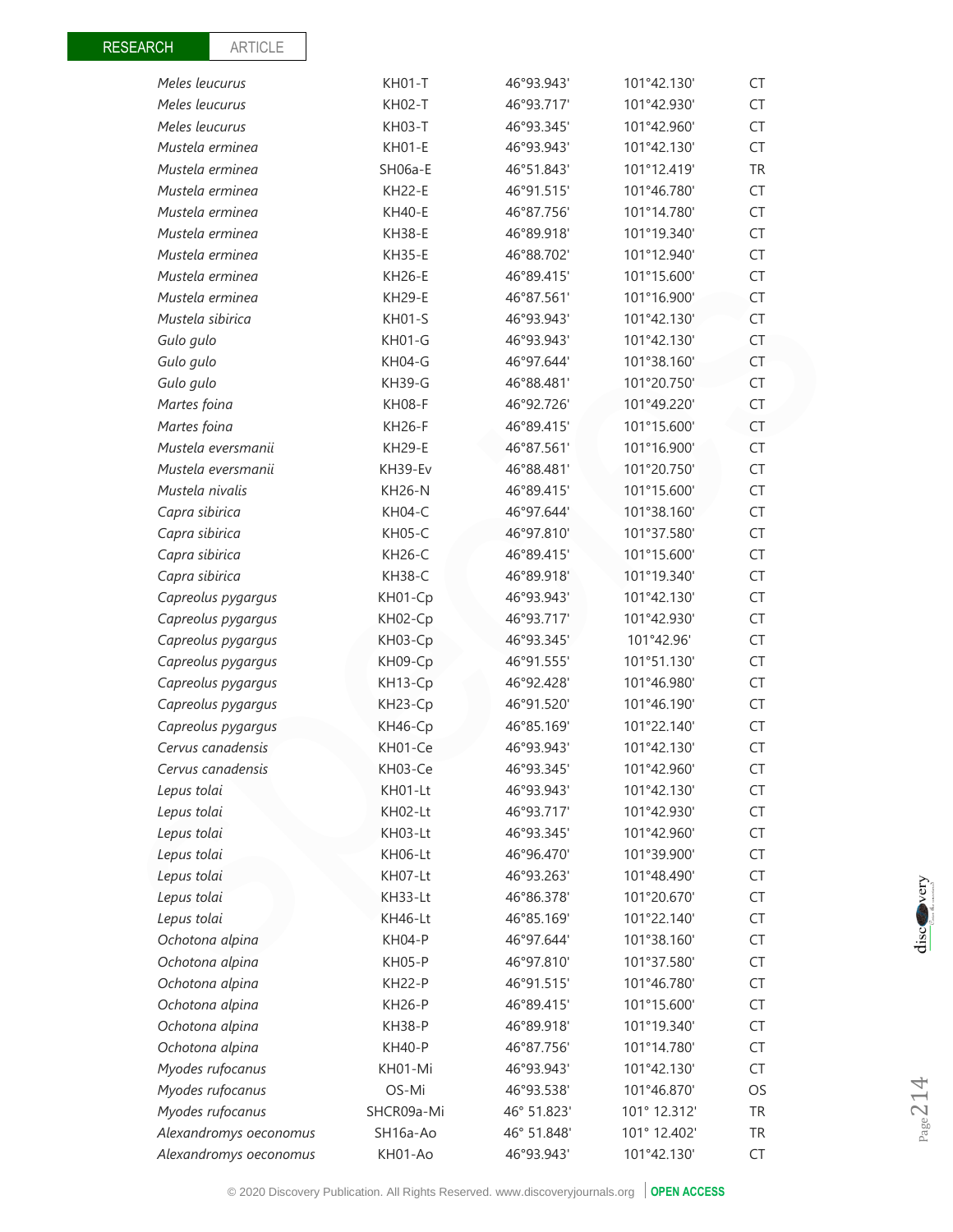| | | | | |
|---|---|---|---|---|
| *Meles leucurus* | KH01-T | 46°93.943' | 101°42.130' | CT |
| *Meles leucurus* | KH02-T | 46°93.717' | 101°42.930' | CT |
| *Meles leucurus* | KH03-T | 46°93.345' | 101°42.960' | CT |
| *Mustela erminea* | KH01-E | 46°93.943' | 101°42.130' | CT |
| *Mustela erminea* | SH06a-E | 46°51.843' | 101°12.419' | TR |
| *Mustela erminea* | KH22-E | 46°91.515' | 101°46.780' | CT |
| *Mustela erminea* | KH40-E | 46°87.756' | 101°14.780' | CT |
| *Mustela erminea* | KH38-E | 46°89.918' | 101°19.340' | CT |
| *Mustela erminea* | KH35-E | 46°88.702' | 101°12.940' | CT |
| *Mustela erminea* | KH26-E | 46°89.415' | 101°15.600' | CT |
| *Mustela erminea* | KH29-E | 46°87.561' | 101°16.900' | CT |
| *Mustela sibirica* | KH01-S | 46°93.943' | 101°42.130' | CT |
| *Gulo gulo* | KH01-G | 46°93.943' | 101°42.130' | CT |
| *Gulo gulo* | KH04-G | 46°97.644' | 101°38.160' | CT |
| *Gulo gulo* | KH39-G | 46°88.481' | 101°20.750' | CT |
| *Martes foina* | KH08-F | 46°92.726' | 101°49.220' | CT |
| *Martes foina* | KH26-F | 46°89.415' | 101°15.600' | CT |
| *Mustela eversmanii* | KH29-E | 46°87.561' | 101°16.900' | CT |
| *Mustela eversmanii* | KH39-Ev | 46°88.481' | 101°20.750' | CT |
| *Mustela nivalis* | KH26-N | 46°89.415' | 101°15.600' | CT |
| *Capra sibirica* | KH04-C | 46°97.644' | 101°38.160' | CT |
| *Capra sibirica* | KH05-C | 46°97.810' | 101°37.580' | CT |
| *Capra sibirica* | KH26-C | 46°89.415' | 101°15.600' | CT |
| *Capra sibirica* | KH38-C | 46°89.918' | 101°19.340' | CT |
| *Capreolus pygargus* | KH01-Cp | 46°93.943' | 101°42.130' | CT |
| *Capreolus pygargus* | KH02-Cp | 46°93.717' | 101°42.930' | CT |
| *Capreolus pygargus* | KH03-Cp | 46°93.345' | 101°42.96' | CT |
| *Capreolus pygargus* | KH09-Cp | 46°91.555' | 101°51.130' | CT |
| *Capreolus pygargus* | KH13-Cp | 46°92.428' | 101°46.980' | CT |
| *Capreolus pygargus* | KH23-Cp | 46°91.520' | 101°46.190' | CT |
| *Capreolus pygargus* | KH46-Cp | 46°85.169' | 101°22.140' | CT |
| *Cervus canadensis* | KH01-Ce | 46°93.943' | 101°42.130' | CT |
| *Cervus canadensis* | KH03-Ce | 46°93.345' | 101°42.960' | CT |
| *Lepus tolai* | KH01-Lt | 46°93.943' | 101°42.130' | CT |
| *Lepus tolai* | KH02-Lt | 46°93.717' | 101°42.930' | CT |
| *Lepus tolai* | KH03-Lt | 46°93.345' | 101°42.960' | CT |
| *Lepus tolai* | KH06-Lt | 46°96.470' | 101°39.900' | CT |
| *Lepus tolai* | KH07-Lt | 46°93.263' | 101°48.490' | CT |
| *Lepus tolai* | KH33-Lt | 46°86.378' | 101°20.670' | CT |
| *Lepus tolai* | KH46-Lt | 46°85.169' | 101°22.140' | CT |
| *Ochotona alpina* | KH04-P | 46°97.644' | 101°38.160' | CT |
| *Ochotona alpina* | KH05-P | 46°97.810' | 101°37.580' | CT |
| *Ochotona alpina* | KH22-P | 46°91.515' | 101°46.780' | CT |
| *Ochotona alpina* | KH26-P | 46°89.415' | 101°15.600' | CT |
| *Ochotona alpina* | KH38-P | 46°89.918' | 101°19.340' | CT |
| *Ochotona alpina* | KH40-P | 46°87.756' | 101°14.780' | CT |
| *Myodes rufocanus* | KH01-Mi | 46°93.943' | 101°42.130' | CT |
| *Myodes rufocanus* | OS-Mi | 46°93.538' | 101°46.870' | OS |
| *Myodes rufocanus* | SHCR09a-Mi | 46° 51.823' | 101° 12.312' | TR |
| *Alexandromys oeconomus* | SH16a-Ao | 46° 51.848' | 101° 12.402' | TR |
| *Alexandromys oeconomus* | KH01-Ao | 46°93.943' | 101°42.130' | CT |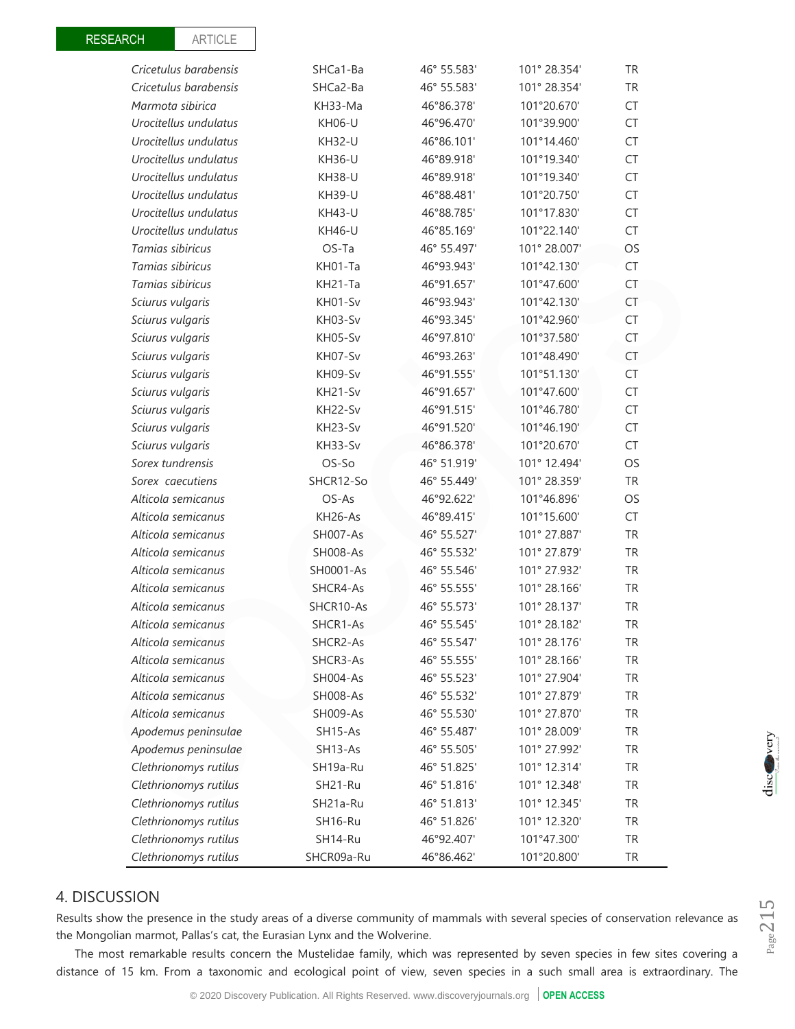| | | | | |
|---|---|---|---|---|
| *Cricetulus barabensis* | SHCa1-Ba | 46° 55.583' | 101° 28.354' | TR |
| *Cricetulus barabensis* | SHCa2-Ba | 46° 55.583' | 101° 28.354' | TR |
| *Marmota sibirica* | KH33-Ma | 46°86.378' | 101°20.670' | CT |
| *Urocitellus undulatus* | KH06-U | 46°96.470' | 101°39.900' | CT |
| *Urocitellus undulatus* | KH32-U | 46°86.101' | 101°14.460' | CT |
| *Urocitellus undulatus* | KH36-U | 46°89.918' | 101°19.340' | CT |
| *Urocitellus undulatus* | KH38-U | 46°89.918' | 101°19.340' | CT |
| *Urocitellus undulatus* | KH39-U | 46°88.481' | 101°20.750' | CT |
| *Urocitellus undulatus* | KH43-U | 46°88.785' | 101°17.830' | CT |
| *Urocitellus undulatus* | KH46-U | 46°85.169' | 101°22.140' | CT |
| *Tamias sibiricus* | OS-Ta | 46° 55.497' | 101° 28.007' | OS |
| *Tamias sibiricus* | KH01-Ta | 46°93.943' | 101°42.130' | CT |
| *Tamias sibiricus* | KH21-Ta | 46°91.657' | 101°47.600' | CT |
| *Sciurus vulgaris* | KH01-Sv | 46°93.943' | 101°42.130' | CT |
| *Sciurus vulgaris* | KH03-Sv | 46°93.345' | 101°42.960' | CT |
| *Sciurus vulgaris* | KH05-Sv | 46°97.810' | 101°37.580' | CT |
| *Sciurus vulgaris* | KH07-Sv | 46°93.263' | 101°48.490' | CT |
| *Sciurus vulgaris* | KH09-Sv | 46°91.555' | 101°51.130' | CT |
| *Sciurus vulgaris* | KH21-Sv | 46°91.657' | 101°47.600' | CT |
| *Sciurus vulgaris* | KH22-Sv | 46°91.515' | 101°46.780' | CT |
| *Sciurus vulgaris* | KH23-Sv | 46°91.520' | 101°46.190' | CT |
| *Sciurus vulgaris* | KH33-Sv | 46°86.378' | 101°20.670' | CT |
| *Sorex tundrensis* | OS-So | 46° 51.919' | 101° 12.494' | OS |
| *Sorex caecutiens* | SHCR12-So | 46° 55.449' | 101° 28.359' | TR |
| *Alticola semicanus* | OS-As | 46°92.622' | 101°46.896' | OS |
| *Alticola semicanus* | KH26-As | 46°89.415' | 101°15.600' | CT |
| *Alticola semicanus* | SH007-As | 46° 55.527' | 101° 27.887' | TR |
| *Alticola semicanus* | SH008-As | 46° 55.532' | 101° 27.879' | TR |
| *Alticola semicanus* | SH0001-As | 46° 55.546' | 101° 27.932' | TR |
| *Alticola semicanus* | SHCR4-As | 46° 55.555' | 101° 28.166' | TR |
| *Alticola semicanus* | SHCR10-As | 46° 55.573' | 101° 28.137' | TR |
| *Alticola semicanus* | SHCR1-As | 46° 55.545' | 101° 28.182' | TR |
| *Alticola semicanus* | SHCR2-As | 46° 55.547' | 101° 28.176' | TR |
| *Alticola semicanus* | SHCR3-As | 46° 55.555' | 101° 28.166' | TR |
| *Alticola semicanus* | SH004-As | 46° 55.523' | 101° 27.904' | TR |
| *Alticola semicanus* | SH008-As | 46° 55.532' | 101° 27.879' | TR |
| *Alticola semicanus* | SH009-As | 46° 55.530' | 101° 27.870' | TR |
| *Apodemus peninsulae* | SH15-As | 46° 55.487' | 101° 28.009' | TR |
| *Apodemus peninsulae* | SH13-As | 46° 55.505' | 101° 27.992' | TR |
| *Clethrionomys rutilus* | SH19a-Ru | 46° 51.825' | 101° 12.314' | TR |
| *Clethrionomys rutilus* | SH21-Ru | 46° 51.816' | 101° 12.348' | TR |
| *Clethrionomys rutilus* | SH21a-Ru | 46° 51.813' | 101° 12.345' | TR |
| *Clethrionomys rutilus* | SH16-Ru | 46° 51.826' | 101° 12.320' | TR |
| *Clethrionomys rutilus* | SH14-Ru | 46°92.407' | 101°47.300' | TR |
| *Clethrionomys rutilus* | SHCR09a-Ru | 46°86.462' | 101°20.800' | TR |

## 4. DISCUSSION

Results show the presence in the study areas of a diverse community of mammals with several species of conservation relevance as the Mongolian marmot, Pallas's cat, the Eurasian Lynx and the Wolverine.

The most remarkable results concern the Mustelidae family, which was represented by seven species in few sites covering a distance of 15 km. From a taxonomic and ecological point of view, seven species in a such small area is extraordinary. The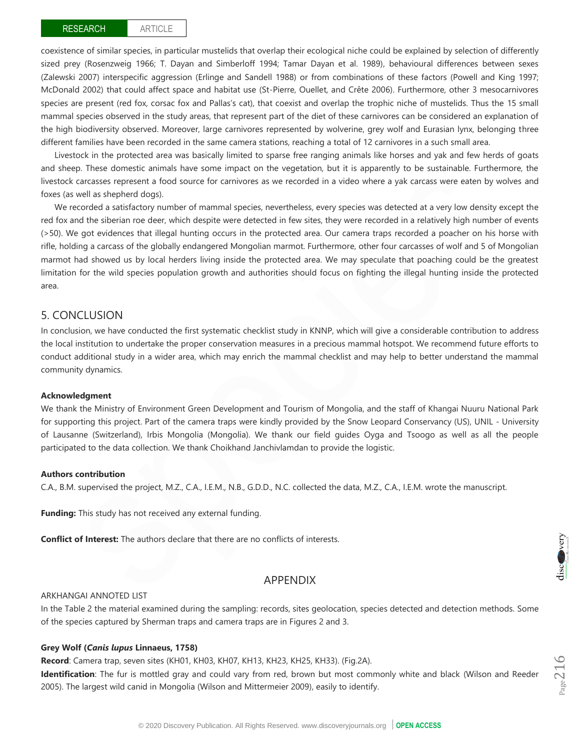coexistence of similar species, in particular mustelids that overlap their ecological niche could be explained by selection of differently sized prey (Rosenzweig 1966; T. Dayan and Simberloff 1994; Tamar Dayan et al. 1989), behavioural differences between sexes (Zalewski 2007) interspecific aggression (Erlinge and Sandell 1988) or from combinations of these factors (Powell and King 1997; McDonald 2002) that could affect space and habitat use (St-Pierre, Ouellet, and Crête 2006). Furthermore, other 3 mesocarnivores species are present (red fox, corsac fox and Pallas's cat), that coexist and overlap the trophic niche of mustelids. Thus the 15 small mammal species observed in the study areas, that represent part of the diet of these carnivores can be considered an explanation of the high biodiversity observed. Moreover, large carnivores represented by wolverine, grey wolf and Eurasian lynx, belonging three different families have been recorded in the same camera stations, reaching a total of 12 carnivores in a such small area.

Livestock in the protected area was basically limited to sparse free ranging animals like horses and yak and few herds of goats and sheep. These domestic animals have some impact on the vegetation, but it is apparently to be sustainable. Furthermore, the livestock carcasses represent a food source for carnivores as we recorded in a video where a yak carcass were eaten by wolves and foxes (as well as shepherd dogs).

We recorded a satisfactory number of mammal species, nevertheless, every species was detected at a very low density except the red fox and the siberian roe deer, which despite were detected in few sites, they were recorded in a relatively high number of events (>50). We got evidences that illegal hunting occurs in the protected area. Our camera traps recorded a poacher on his horse with rifle, holding a carcass of the globally endangered Mongolian marmot. Furthermore, other four carcasses of wolf and 5 of Mongolian marmot had showed us by local herders living inside the protected area. We may speculate that poaching could be the greatest limitation for the wild species population growth and authorities should focus on fighting the illegal hunting inside the protected area.

## 5. CONCLUSION

In conclusion, we have conducted the first systematic checklist study in KNNP, which will give a considerable contribution to address the local institution to undertake the proper conservation measures in a precious mammal hotspot. We recommend future efforts to conduct additional study in a wider area, which may enrich the mammal checklist and may help to better understand the mammal community dynamics.

**Acknowledgment**

We thank the Ministry of Environment Green Development and Tourism of Mongolia, and the staff of Khangai Nuuru National Park for supporting this project. Part of the camera traps were kindly provided by the Snow Leopard Conservancy (US), UNIL - University of Lausanne (Switzerland), Irbis Mongolia (Mongolia). We thank our field guides Oyga and Tsoogo as well as all the people participated to the data collection. We thank Choikhand Janchivlamdan to provide the logistic.

**Authors contribution**

C.A., B.M. supervised the project, M.Z., C.A., I.E.M., N.B., G.D.D., N.C. collected the data, M.Z., C.A., I.E.M. wrote the manuscript.

**Funding:** This study has not received any external funding.

**Conflict of Interest:** The authors declare that there are no conflicts of interests.

## APPENDIX

ARKHANGAI ANNOTED LIST

In the Table 2 the material examined during the sampling: records, sites geolocation, species detected and detection methods. Some of the species captured by Sherman traps and camera traps are in Figures 2 and 3.

**Grey Wolf (*Canis lupus* Linnaeus, 1758)**

**Record**: Camera trap, seven sites (KH01, KH03, KH07, KH13, KH23, KH25, KH33). (Fig.2A).

**Identification**: The fur is mottled gray and could vary from red, brown but most commonly white and black (Wilson and Reeder 2005). The largest wild canid in Mongolia (Wilson and Mittermeier 2009), easily to identify.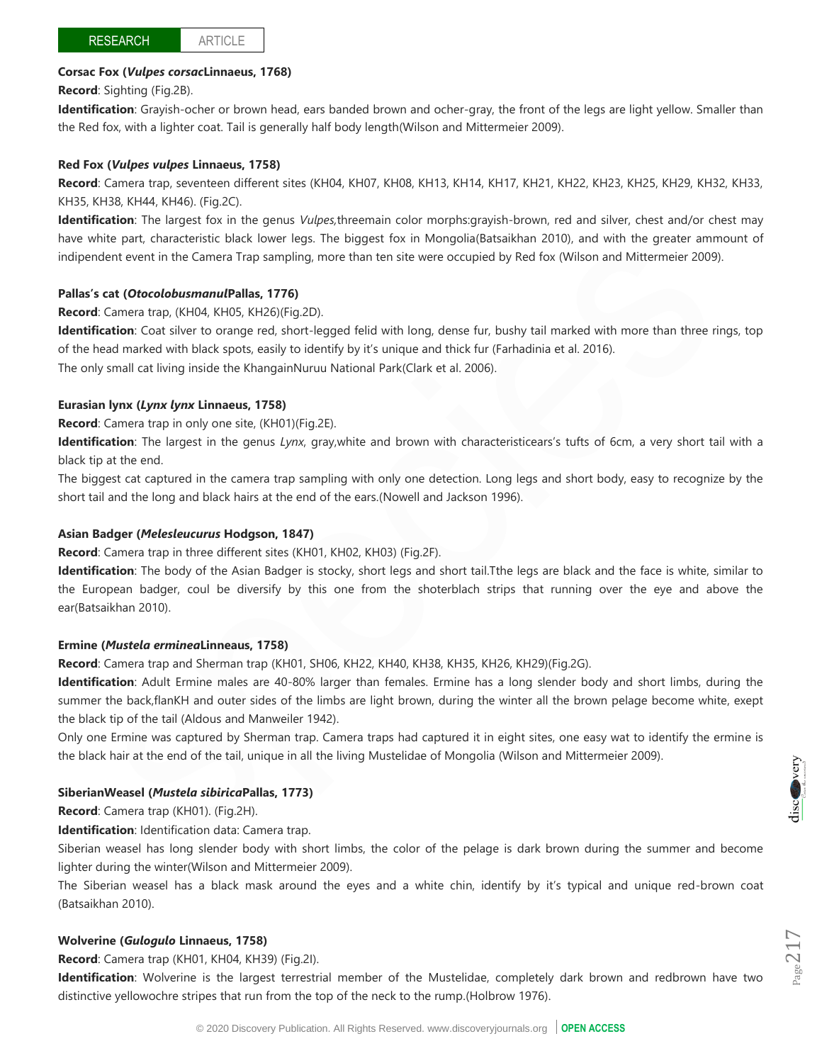**Corsac Fox (*Vulpes corsac*Linnaeus, 1768)**

**Record**: Sighting (Fig.2B).

**Identification**: Grayish-ocher or brown head, ears banded brown and ocher-gray, the front of the legs are light yellow. Smaller than the Red fox, with a lighter coat. Tail is generally half body length(Wilson and Mittermeier 2009).

**Red Fox (*Vulpes vulpes* Linnaeus, 1758)**

**Record**: Camera trap, seventeen different sites (KH04, KH07, KH08, KH13, KH14, KH17, KH21, KH22, KH23, KH25, KH29, KH32, KH33, KH35, KH38, KH44, KH46). (Fig.2C).

**Identification**: The largest fox in the genus *Vulpes,*threemain color morphs:grayish-brown, red and silver, chest and/or chest may have white part, characteristic black lower legs. The biggest fox in Mongolia(Batsaikhan 2010), and with the greater ammount of indipendent event in the Camera Trap sampling, more than ten site were occupied by Red fox (Wilson and Mittermeier 2009).

**Pallas's cat (*Otocolobusmanul*Pallas, 1776)**

**Record**: Camera trap, (KH04, KH05, KH26)(Fig.2D).

**Identification**: Coat silver to orange red, short-legged felid with long, dense fur, bushy tail marked with more than three rings, top of the head marked with black spots, easily to identify by it's unique and thick fur (Farhadinia et al. 2016).

The only small cat living inside the KhangainNuruu National Park(Clark et al. 2006).

**Eurasian lynx (*Lynx lynx* Linnaeus, 1758)**

**Record**: Camera trap in only one site, (KH01)(Fig.2E).

**Identification**: The largest in the genus *Lynx*, gray,white and brown with characteristicears's tufts of 6cm, a very short tail with a black tip at the end.

The biggest cat captured in the camera trap sampling with only one detection. Long legs and short body, easy to recognize by the short tail and the long and black hairs at the end of the ears.(Nowell and Jackson 1996).

**Asian Badger (*Melesleucurus* Hodgson, 1847)**

**Record**: Camera trap in three different sites (KH01, KH02, KH03) (Fig.2F).

**Identification**: The body of the Asian Badger is stocky, short legs and short tail.Tthe legs are black and the face is white, similar to the European badger, coul be diversify by this one from the shoterblach strips that running over the eye and above the ear(Batsaikhan 2010).

**Ermine (*Mustela erminea*Linneaus, 1758)**

**Record**: Camera trap and Sherman trap (KH01, SH06, KH22, KH40, KH38, KH35, KH26, KH29)(Fig.2G).

**Identification**: Adult Ermine males are 40-80% larger than females. Ermine has a long slender body and short limbs, during the summer the back,flanKH and outer sides of the limbs are light brown, during the winter all the brown pelage become white, exept the black tip of the tail (Aldous and Manweiler 1942).

Only one Ermine was captured by Sherman trap. Camera traps had captured it in eight sites, one easy wat to identify the ermine is the black hair at the end of the tail, unique in all the living Mustelidae of Mongolia (Wilson and Mittermeier 2009).

**SiberianWeasel (*Mustela sibirica*Pallas, 1773)**

**Record**: Camera trap (KH01). (Fig.2H).

**Identification**: Identification data: Camera trap.

Siberian weasel has long slender body with short limbs, the color of the pelage is dark brown during the summer and become lighter during the winter(Wilson and Mittermeier 2009).

The Siberian weasel has a black mask around the eyes and a white chin, identify by it's typical and unique red-brown coat (Batsaikhan 2010).

**Wolverine (*Gulogulo* Linnaeus, 1758)**

**Record**: Camera trap (KH01, KH04, KH39) (Fig.2I).

**Identification**: Wolverine is the largest terrestrial member of the Mustelidae, completely dark brown and redbrown have two distinctive yellowochre stripes that run from the top of the neck to the rump.(Holbrow 1976).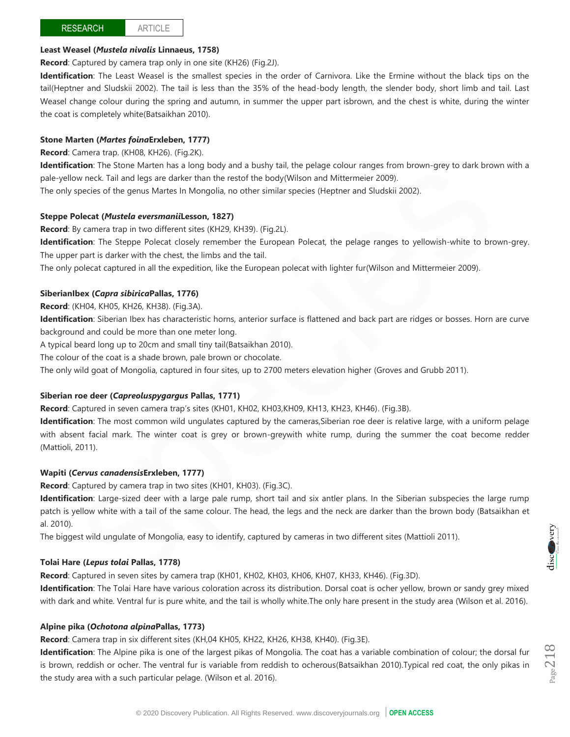**Least Weasel (*Mustela nivalis* Linnaeus, 1758)**

**Record**: Captured by camera trap only in one site (KH26) (Fig.2J).

**Identification**: The Least Weasel is the smallest species in the order of Carnivora. Like the Ermine without the black tips on the tail(Heptner and Sludskii 2002). The tail is less than the 35% of the head-body length, the slender body, short limb and tail. Last Weasel change colour during the spring and autumn, in summer the upper part isbrown, and the chest is white, during the winter the coat is completely white(Batsaikhan 2010).

**Stone Marten (*Martes foina*Erxleben, 1777)**

**Record**: Camera trap. (KH08, KH26). (Fig.2K).

**Identification**: The Stone Marten has a long body and a bushy tail, the pelage colour ranges from brown-grey to dark brown with a pale-yellow neck. Tail and legs are darker than the restof the body(Wilson and Mittermeier 2009).

The only species of the genus Martes In Mongolia, no other similar species (Heptner and Sludskii 2002).

**Steppe Polecat (*Mustela eversmanii*Lesson, 1827)**

**Record**: By camera trap in two different sites (KH29, KH39). (Fig.2L).

**Identification**: The Steppe Polecat closely remember the European Polecat, the pelage ranges to yellowish-white to brown-grey. The upper part is darker with the chest, the limbs and the tail.

The only polecat captured in all the expedition, like the European polecat with lighter fur(Wilson and Mittermeier 2009).

**SiberianIbex (*Capra sibirica*Pallas, 1776)**

**Record**: (KH04, KH05, KH26, KH38). (Fig.3A).

**Identification**: Siberian Ibex has characteristic horns, anterior surface is flattened and back part are ridges or bosses. Horn are curve background and could be more than one meter long.

A typical beard long up to 20cm and small tiny tail(Batsaikhan 2010).

The colour of the coat is a shade brown, pale brown or chocolate.

The only wild goat of Mongolia, captured in four sites, up to 2700 meters elevation higher (Groves and Grubb 2011).

**Siberian roe deer (*Capreoluspygargus* Pallas, 1771)**

**Record**: Captured in seven camera trap's sites (KH01, KH02, KH03,KH09, KH13, KH23, KH46). (Fig.3B).

**Identification**: The most common wild ungulates captured by the cameras,Siberian roe deer is relative large, with a uniform pelage with absent facial mark. The winter coat is grey or brown-greywith white rump, during the summer the coat become redder (Mattioli, 2011).

**Wapiti (*Cervus canadensis*Erxleben, 1777)**

**Record**: Captured by camera trap in two sites (KH01, KH03). (Fig.3C).

**Identification**: Large-sized deer with a large pale rump, short tail and six antler plans. In the Siberian subspecies the large rump patch is yellow white with a tail of the same colour. The head, the legs and the neck are darker than the brown body (Batsaikhan et al. 2010).

The biggest wild ungulate of Mongolia, easy to identify, captured by cameras in two different sites (Mattioli 2011).

**Tolai Hare (*Lepus tolai* Pallas, 1778)**

**Record**: Captured in seven sites by camera trap (KH01, KH02, KH03, KH06, KH07, KH33, KH46). (Fig.3D).

**Identification**: The Tolai Hare have various coloration across its distribution. Dorsal coat is ocher yellow, brown or sandy grey mixed with dark and white. Ventral fur is pure white, and the tail is wholly white.The only hare present in the study area (Wilson et al. 2016).

**Alpine pika (*Ochotona alpina*Pallas, 1773)**

**Record**: Camera trap in six different sites (KH,04 KH05, KH22, KH26, KH38, KH40). (Fig.3E).

**Identification**: The Alpine pika is one of the largest pikas of Mongolia. The coat has a variable combination of colour; the dorsal fur is brown, reddish or ocher. The ventral fur is variable from reddish to ocherous(Batsaikhan 2010).Typical red coat, the only pikas in the study area with a such particular pelage. (Wilson et al. 2016).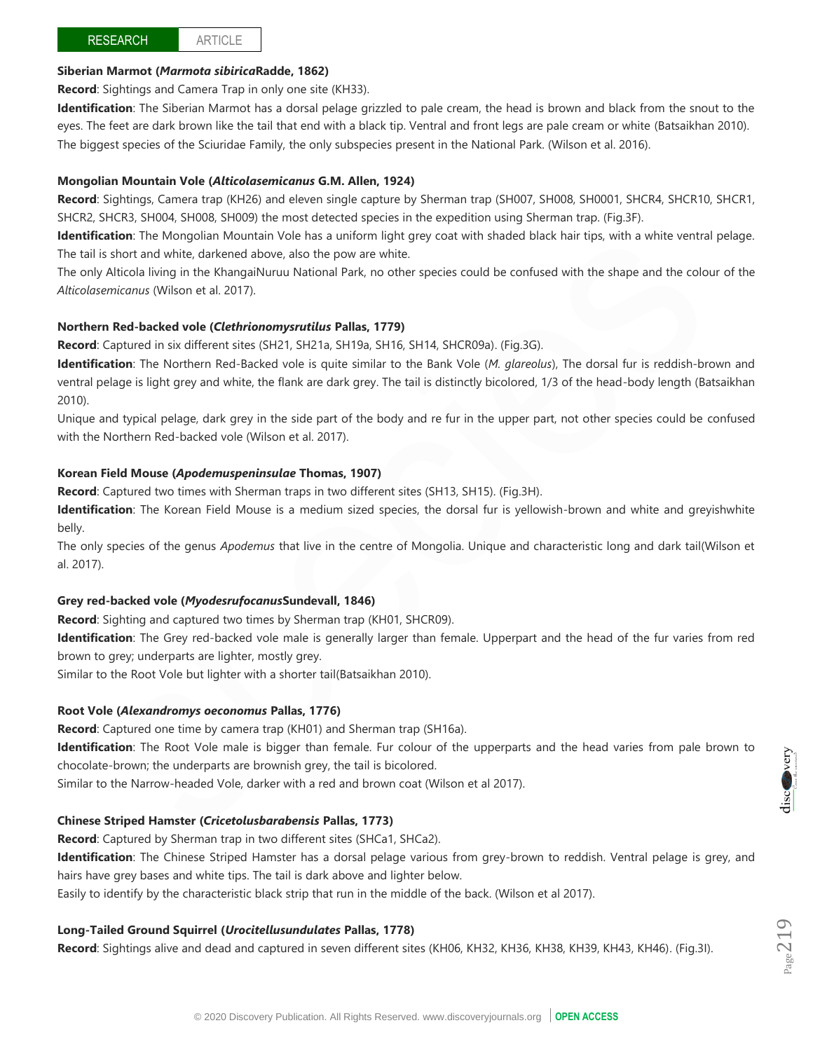**Siberian Marmot (*Marmota sibirica*Radde, 1862)**

**Record**: Sightings and Camera Trap in only one site (KH33).

**Identification**: The Siberian Marmot has a dorsal pelage grizzled to pale cream, the head is brown and black from the snout to the eyes. The feet are dark brown like the tail that end with a black tip. Ventral and front legs are pale cream or white (Batsaikhan 2010). The biggest species of the Sciuridae Family, the only subspecies present in the National Park. (Wilson et al. 2016).

**Mongolian Mountain Vole (*Alticolasemicanus* G.M. Allen, 1924)**

**Record**: Sightings, Camera trap (KH26) and eleven single capture by Sherman trap (SH007, SH008, SH0001, SHCR4, SHCR10, SHCR1, SHCR2, SHCR3, SH004, SH008, SH009) the most detected species in the expedition using Sherman trap. (Fig.3F).

**Identification**: The Mongolian Mountain Vole has a uniform light grey coat with shaded black hair tips, with a white ventral pelage. The tail is short and white, darkened above, also the pow are white.

The only Alticola living in the KhangaiNuruu National Park, no other species could be confused with the shape and the colour of the *Alticolasemicanus* (Wilson et al. 2017).

**Northern Red-backed vole (*Clethrionomysrutilus* Pallas, 1779)**

**Record**: Captured in six different sites (SH21, SH21a, SH19a, SH16, SH14, SHCR09a). (Fig.3G).

**Identification**: The Northern Red-Backed vole is quite similar to the Bank Vole (*M. glareolus*), The dorsal fur is reddish-brown and ventral pelage is light grey and white, the flank are dark grey. The tail is distinctly bicolored, 1/3 of the head-body length (Batsaikhan 2010).

Unique and typical pelage, dark grey in the side part of the body and re fur in the upper part, not other species could be confused with the Northern Red-backed vole (Wilson et al. 2017).

**Korean Field Mouse (*Apodemuspeninsulae* Thomas, 1907)**

**Record**: Captured two times with Sherman traps in two different sites (SH13, SH15). (Fig.3H).

**Identification**: The Korean Field Mouse is a medium sized species, the dorsal fur is yellowish-brown and white and greyishwhite belly.

The only species of the genus *Apodemus* that live in the centre of Mongolia. Unique and characteristic long and dark tail(Wilson et al. 2017).

**Grey red-backed vole (*Myodesrufocanus*Sundevall, 1846)**

**Record**: Sighting and captured two times by Sherman trap (KH01, SHCR09).

**Identification**: The Grey red-backed vole male is generally larger than female. Upperpart and the head of the fur varies from red brown to grey; underparts are lighter, mostly grey.

Similar to the Root Vole but lighter with a shorter tail(Batsaikhan 2010).

**Root Vole (*Alexandromys oeconomus* Pallas, 1776)**

**Record**: Captured one time by camera trap (KH01) and Sherman trap (SH16a).

**Identification**: The Root Vole male is bigger than female. Fur colour of the upperparts and the head varies from pale brown to chocolate-brown; the underparts are brownish grey, the tail is bicolored.

Similar to the Narrow-headed Vole, darker with a red and brown coat (Wilson et al 2017).

**Chinese Striped Hamster (*Cricetolusbarabensis* Pallas, 1773)**

**Record**: Captured by Sherman trap in two different sites (SHCa1, SHCa2).

**Identification**: The Chinese Striped Hamster has a dorsal pelage various from grey-brown to reddish. Ventral pelage is grey, and hairs have grey bases and white tips. The tail is dark above and lighter below.

Easily to identify by the characteristic black strip that run in the middle of the back. (Wilson et al 2017).

**Long-Tailed Ground Squirrel (*Urocitellusundulates* Pallas, 1778)**

**Record**: Sightings alive and dead and captured in seven different sites (KH06, KH32, KH36, KH38, KH39, KH43, KH46). (Fig.3I).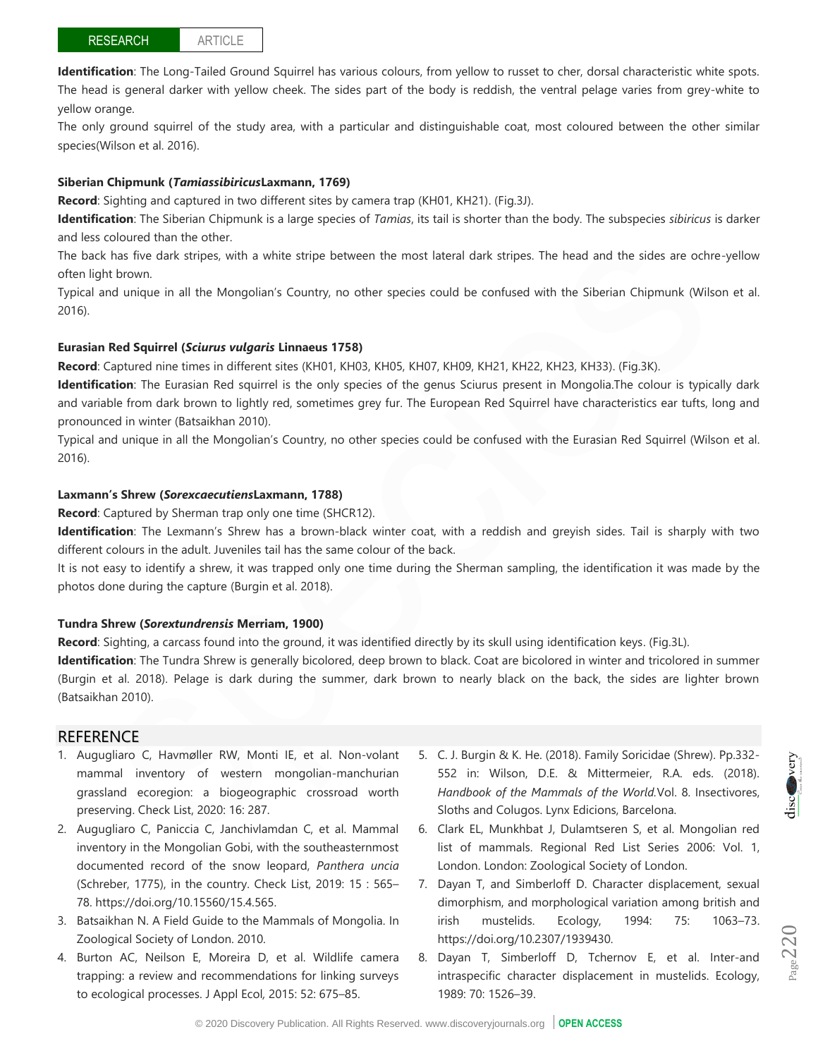**Identification**: The Long-Tailed Ground Squirrel has various colours, from yellow to russet to cher, dorsal characteristic white spots. The head is general darker with yellow cheek. The sides part of the body is reddish, the ventral pelage varies from grey-white to yellow orange.

The only ground squirrel of the study area, with a particular and distinguishable coat, most coloured between the other similar species(Wilson et al. 2016).

**Siberian Chipmunk (*Tamiassibiricus*Laxmann, 1769)**

**Record**: Sighting and captured in two different sites by camera trap (KH01, KH21). (Fig.3J).

**Identification**: The Siberian Chipmunk is a large species of *Tamias*, its tail is shorter than the body. The subspecies *sibiricus* is darker and less coloured than the other.

The back has five dark stripes, with a white stripe between the most lateral dark stripes. The head and the sides are ochre-yellow often light brown.

Typical and unique in all the Mongolian's Country, no other species could be confused with the Siberian Chipmunk (Wilson et al. 2016).

**Eurasian Red Squirrel (*Sciurus vulgaris* Linnaeus 1758)**

**Record**: Captured nine times in different sites (KH01, KH03, KH05, KH07, KH09, KH21, KH22, KH23, KH33). (Fig.3K).

**Identification**: The Eurasian Red squirrel is the only species of the genus Sciurus present in Mongolia.The colour is typically dark and variable from dark brown to lightly red, sometimes grey fur. The European Red Squirrel have characteristics ear tufts, long and pronounced in winter (Batsaikhan 2010).

Typical and unique in all the Mongolian's Country, no other species could be confused with the Eurasian Red Squirrel (Wilson et al. 2016).

**Laxmann's Shrew (*Sorexcaecutiens*Laxmann, 1788)**

**Record**: Captured by Sherman trap only one time (SHCR12).

**Identification**: The Lexmann's Shrew has a brown-black winter coat, with a reddish and greyish sides. Tail is sharply with two different colours in the adult. Juveniles tail has the same colour of the back.

It is not easy to identify a shrew, it was trapped only one time during the Sherman sampling, the identification it was made by the photos done during the capture (Burgin et al. 2018).

**Tundra Shrew (*Sorextundrensis* Merriam, 1900)**

**Record**: Sighting, a carcass found into the ground, it was identified directly by its skull using identification keys. (Fig.3L).

**Identification**: The Tundra Shrew is generally bicolored, deep brown to black. Coat are bicolored in winter and tricolored in summer (Burgin et al. 2018). Pelage is dark during the summer, dark brown to nearly black on the back, the sides are lighter brown (Batsaikhan 2010).

## REFERENCE

1. Augugliaro C, Havmøller RW, Monti IE, et al. Non-volant mammal inventory of western mongolian-manchurian grassland ecoregion: a biogeographic crossroad worth preserving. Check List, 2020: 16: 287.
2. Augugliaro C, Paniccia C, Janchivlamdan C, et al. Mammal inventory in the Mongolian Gobi, with the southeasternmost documented record of the snow leopard, *Panthera uncia* (Schreber, 1775), in the country. Check List, 2019: 15 : 565–78. https://doi.org/10.15560/15.4.565.
3. Batsaikhan N. A Field Guide to the Mammals of Mongolia. In Zoological Society of London. 2010.
4. Burton AC, Neilson E, Moreira D, et al. Wildlife camera trapping: a review and recommendations for linking surveys to ecological processes. J Appl Ecol, 2015: 52: 675–85.
5. C. J. Burgin & K. He. (2018). Family Soricidae (Shrew). Pp.332-552 in: Wilson, D.E. & Mittermeier, R.A. eds. (2018). *Handbook of the Mammals of the World.*Vol. 8. Insectivores, Sloths and Colugos. Lynx Edicions, Barcelona.
6. Clark EL, Munkhbat J, Dulamtseren S, et al. Mongolian red list of mammals. Regional Red List Series 2006: Vol. 1, London. London: Zoological Society of London.
7. Dayan T, and Simberloff D. Character displacement, sexual dimorphism, and morphological variation among british and irish mustelids. Ecology, 1994: 75: 1063–73. https://doi.org/10.2307/1939430.
8. Dayan T, Simberloff D, Tchernov E, et al. Inter-and intraspecific character displacement in mustelids. Ecology, 1989: 70: 1526–39.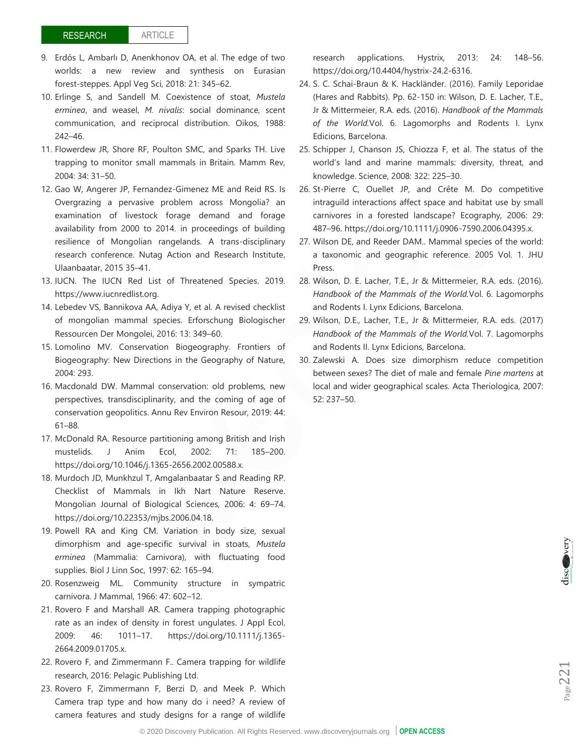9. Erdős L, Ambarlı D, Anenkhonov OA, et al. The edge of two worlds: a new review and synthesis on Eurasian forest-steppes. Appl Veg Sci, 2018: 21: 345–62.
10. Erlinge S, and Sandell M. Coexistence of stoat, *Mustela erminea*, and weasel, *M. nivalis*: social dominance, scent communication, and reciprocal distribution. Oikos, 1988: 242–46.
11. Flowerdew JR, Shore RF, Poulton SMC, and Sparks TH. Live trapping to monitor small mammals in Britain. Mamm Rev, 2004: 34: 31–50.
12. Gao W, Angerer JP, Fernandez-Gimenez ME and Reid RS. Is Overgrazing a pervasive problem across Mongolia? an examination of livestock forage demand and forage availability from 2000 to 2014. in proceedings of building resilience of Mongolian rangelands. A trans-disciplinary research conference. Nutag Action and Research Institute, Ulaanbaatar, 2015 35–41.
13. IUCN. The IUCN Red List of Threatened Species. 2019. https://www.iucnredlist.org.
14. Lebedev VS, Bannikova AA, Adiya Y, et al. A revised checklist of mongolian mammal species. Erforschung Biologischer Ressourcen Der Mongolei, 2016: 13: 349–60.
15. Lomolino MV. Conservation Biogeography. Frontiers of Biogeography: New Directions in the Geography of Nature, 2004: 293.
16. Macdonald DW. Mammal conservation: old problems, new perspectives, transdisciplinarity, and the coming of age of conservation geopolitics. Annu Rev Environ Resour, 2019: 44: 61–88.
17. McDonald RA. Resource partitioning among British and Irish mustelids. J Anim Ecol, 2002: 71: 185–200. https://doi.org/10.1046/j.1365-2656.2002.00588.x.
18. Murdoch JD, Munkhzul T, Amgalanbaatar S and Reading RP. Checklist of Mammals in Ikh Nart Nature Reserve. Mongolian Journal of Biological Sciences, 2006: 4: 69–74. https://doi.org/10.22353/mjbs.2006.04.18.
19. Powell RA and King CM. Variation in body size, sexual dimorphism and age-specific survival in stoats, *Mustela erminea* (Mammalia: Carnivora), with fluctuating food supplies. Biol J Linn Soc, 1997: 62: 165–94.
20. Rosenzweig ML. Community structure in sympatric carnivora. J Mammal, 1966: 47: 602–12.
21. Rovero F and Marshall AR. Camera trapping photographic rate as an index of density in forest ungulates. J Appl Ecol, 2009: 46: 1011–17. https://doi.org/10.1111/j.1365-2664.2009.01705.x.
22. Rovero F, and Zimmermann F.. Camera trapping for wildlife research, 2016: Pelagic Publishing Ltd.
23. Rovero F, Zimmermann F, Berzi D, and Meek P. Which Camera trap type and how many do i need? A review of camera features and study designs for a range of wildlife research applications. Hystrix, 2013: 24: 148–56. https://doi.org/10.4404/hystrix-24.2-6316.
24. S. C. Schai-Braun & K. Hackländer. (2016). Family Leporidae (Hares and Rabbits). Pp. 62-150 in: Wilson, D. E. Lacher, T.E., Jr & Mittermeier, R.A. eds. (2016). *Handbook of the Mammals of the World.*Vol. 6. Lagomorphs and Rodents I. Lynx Edicions, Barcelona.
25. Schipper J, Chanson JS, Chiozza F, et al. The status of the world's land and marine mammals: diversity, threat, and knowledge. Science, 2008: 322: 225–30.
26. St-Pierre C, Ouellet JP, and Crête M. Do competitive intraguild interactions affect space and habitat use by small carnivores in a forested landscape? Ecography, 2006: 29: 487–96. https://doi.org/10.1111/j.0906-7590.2006.04395.x.
27. Wilson DE, and Reeder DAM.. Mammal species of the world: a taxonomic and geographic reference. 2005 Vol. 1. JHU Press.
28. Wilson, D. E. Lacher, T.E., Jr & Mittermeier, R.A. eds. (2016). *Handbook of the Mammals of the World.*Vol. 6. Lagomorphs and Rodents I. Lynx Edicions, Barcelona.
29. Wilson, D.E., Lacher, T.E., Jr & Mittermeier, R.A. eds. (2017) *Handbook of the Mammals of the World.*Vol. 7. Lagomorphs and Rodents II. Lynx Edicions, Barcelona.
30. Zalewski A. Does size dimorphism reduce competition between sexes? The diet of male and female *Pine martens* at local and wider geographical scales. Acta Theriologica, 2007: 52: 237–50.